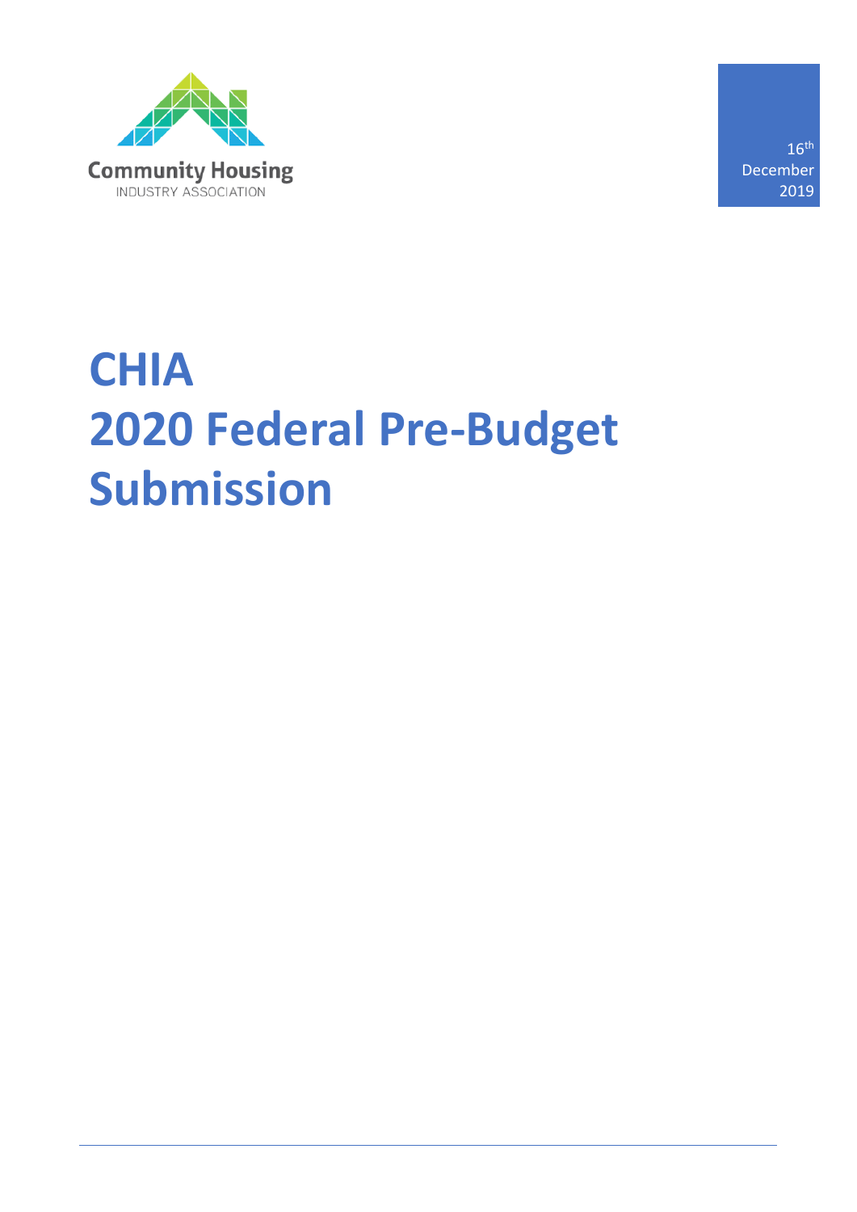Community Housing
INDUSTRY ASSOCIATION

16th December 2019

# CHIA 2020 Federal Pre-Budget Submission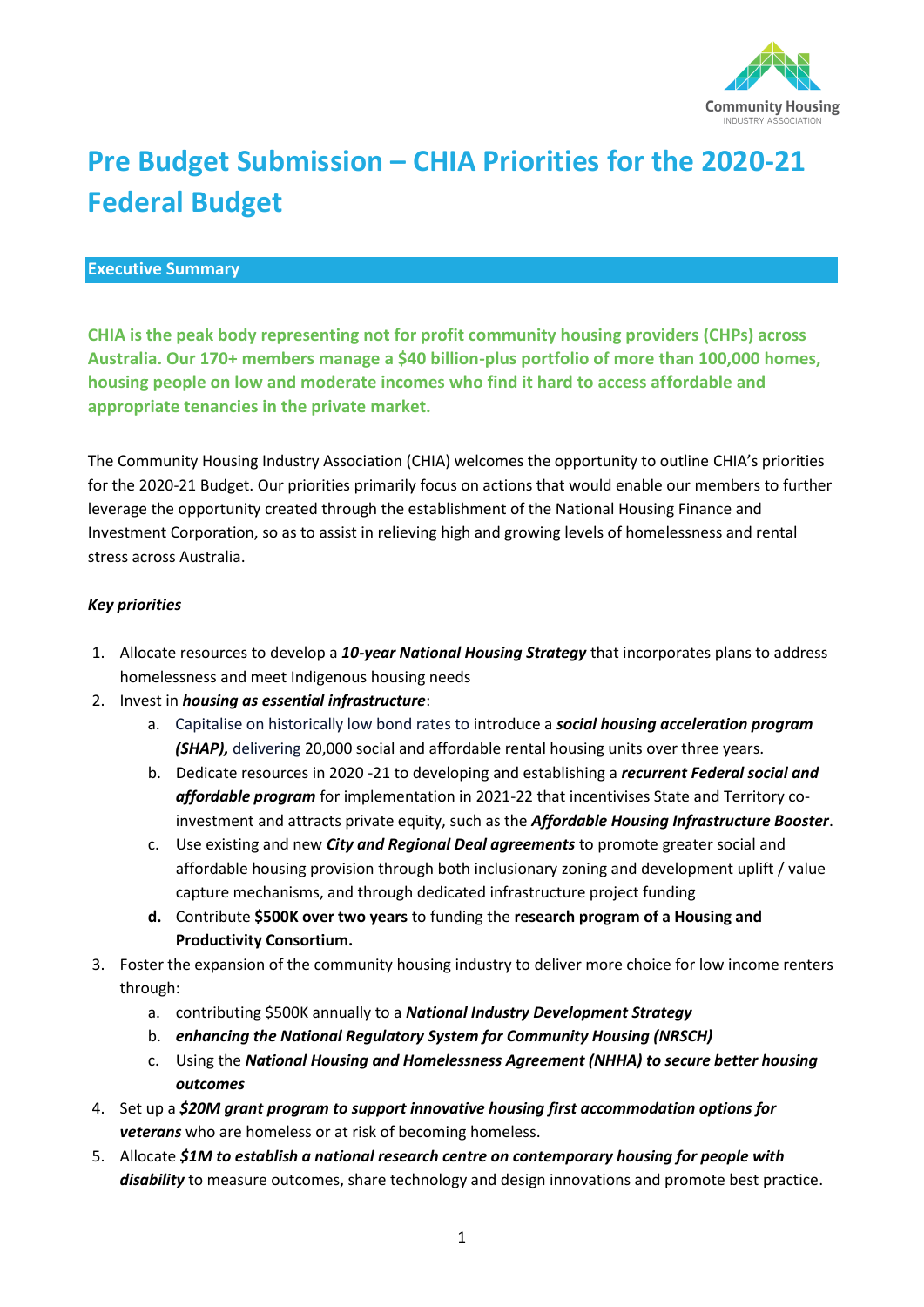# Pre Budget Submission – CHIA Priorities for the 2020-21 Federal Budget

## Executive Summary

**CHIA is the peak body representing not for profit community housing providers (CHPs) across Australia. Our 170+ members manage a $40 billion-plus portfolio of more than 100,000 homes, housing people on low and moderate incomes who find it hard to access affordable and appropriate tenancies in the private market.**

The Community Housing Industry Association (CHIA) welcomes the opportunity to outline CHIA's priorities for the 2020-21 Budget. Our priorities primarily focus on actions that would enable our members to further leverage the opportunity created through the establishment of the National Housing Finance and Investment Corporation, so as to assist in relieving high and growing levels of homelessness and rental stress across Australia.

***Key priorities***

1. Allocate resources to develop a ***10-year National Housing Strategy*** that incorporates plans to address homelessness and meet Indigenous housing needs
2. Invest in ***housing as essential infrastructure***:
   a. Capitalise on historically low bond rates to introduce a ***social housing acceleration program (SHAP),*** delivering 20,000 social and affordable rental housing units over three years.
   b. Dedicate resources in 2020 -21 to developing and establishing a ***recurrent Federal social and affordable program*** for implementation in 2021-22 that incentivises State and Territory co-investment and attracts private equity, such as the ***Affordable Housing Infrastructure Booster***.
   c. Use existing and new ***City and Regional Deal agreements*** to promote greater social and affordable housing provision through both inclusionary zoning and development uplift / value capture mechanisms, and through dedicated infrastructure project funding
   **d.** Contribute **$500K over two years** to funding the **research program of a Housing and Productivity Consortium.**
3. Foster the expansion of the community housing industry to deliver more choice for low income renters through:
   a. contributing $500K annually to a ***National Industry Development Strategy***
   b. ***enhancing the National Regulatory System for Community Housing (NRSCH)***
   c. Using the ***National Housing and Homelessness Agreement (NHHA) to secure better housing outcomes***
4. Set up a ***$20M grant program to support innovative housing first accommodation options for veterans*** who are homeless or at risk of becoming homeless.
5. Allocate ***$1M to establish a national research centre on contemporary housing for people with disability*** to measure outcomes, share technology and design innovations and promote best practice.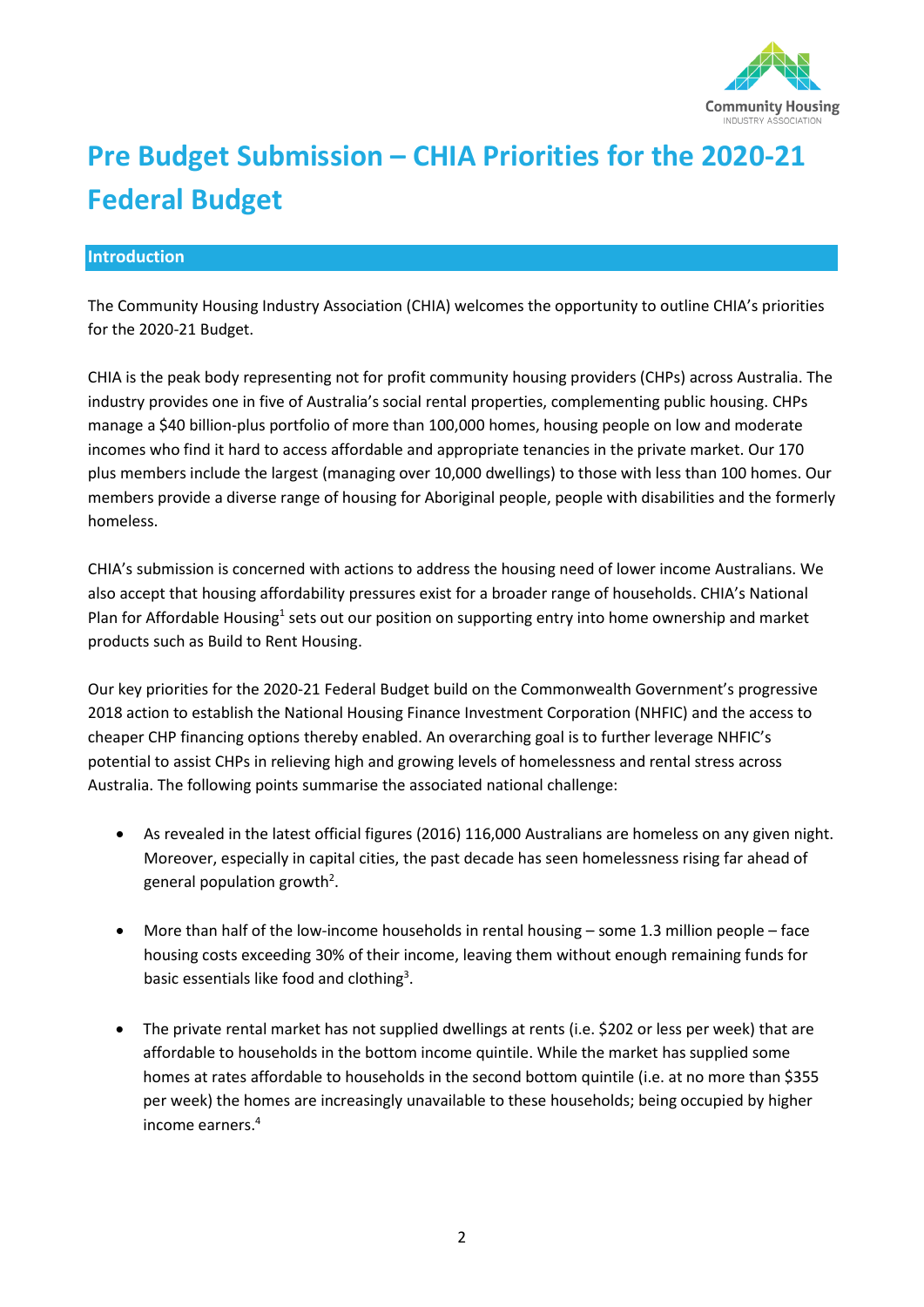# Pre Budget Submission – CHIA Priorities for the 2020-21 Federal Budget

## Introduction

The Community Housing Industry Association (CHIA) welcomes the opportunity to outline CHIA's priorities for the 2020-21 Budget.

CHIA is the peak body representing not for profit community housing providers (CHPs) across Australia. The industry provides one in five of Australia's social rental properties, complementing public housing. CHPs manage a $40 billion-plus portfolio of more than 100,000 homes, housing people on low and moderate incomes who find it hard to access affordable and appropriate tenancies in the private market. Our 170 plus members include the largest (managing over 10,000 dwellings) to those with less than 100 homes. Our members provide a diverse range of housing for Aboriginal people, people with disabilities and the formerly homeless.

CHIA's submission is concerned with actions to address the housing need of lower income Australians. We also accept that housing affordability pressures exist for a broader range of households. CHIA's National Plan for Affordable Housing[1] sets out our position on supporting entry into home ownership and market products such as Build to Rent Housing.

Our key priorities for the 2020-21 Federal Budget build on the Commonwealth Government's progressive 2018 action to establish the National Housing Finance Investment Corporation (NHFIC) and the access to cheaper CHP financing options thereby enabled. An overarching goal is to further leverage NHFIC's potential to assist CHPs in relieving high and growing levels of homelessness and rental stress across Australia. The following points summarise the associated national challenge:

- As revealed in the latest official figures (2016) 116,000 Australians are homeless on any given night. Moreover, especially in capital cities, the past decade has seen homelessness rising far ahead of general population growth[2].

- More than half of the low-income households in rental housing – some 1.3 million people – face housing costs exceeding 30% of their income, leaving them without enough remaining funds for basic essentials like food and clothing[3].

- The private rental market has not supplied dwellings at rents (i.e. $202 or less per week) that are affordable to households in the bottom income quintile. While the market has supplied some homes at rates affordable to households in the second bottom quintile (i.e. at no more than $355 per week) the homes are increasingly unavailable to these households; being occupied by higher income earners.[4]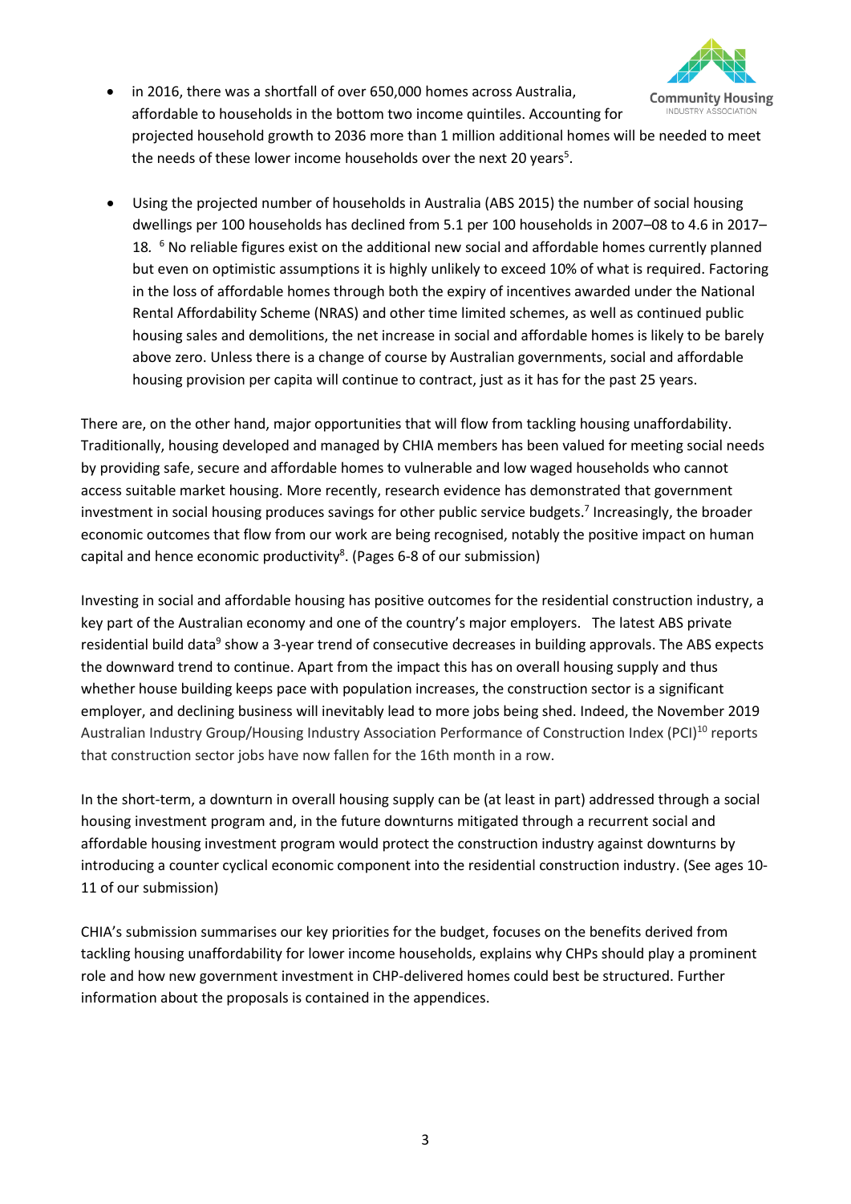- in 2016, there was a shortfall of over 650,000 homes across Australia, affordable to households in the bottom two income quintiles. Accounting for projected household growth to 2036 more than 1 million additional homes will be needed to meet the needs of these lower income households over the next 20 years[5].

- Using the projected number of households in Australia (ABS 2015) the number of social housing dwellings per 100 households has declined from 5.1 per 100 households in 2007–08 to 4.6 in 2017–18. [6] No reliable figures exist on the additional new social and affordable homes currently planned but even on optimistic assumptions it is highly unlikely to exceed 10% of what is required. Factoring in the loss of affordable homes through both the expiry of incentives awarded under the National Rental Affordability Scheme (NRAS) and other time limited schemes, as well as continued public housing sales and demolitions, the net increase in social and affordable homes is likely to be barely above zero. Unless there is a change of course by Australian governments, social and affordable housing provision per capita will continue to contract, just as it has for the past 25 years.

There are, on the other hand, major opportunities that will flow from tackling housing unaffordability. Traditionally, housing developed and managed by CHIA members has been valued for meeting social needs by providing safe, secure and affordable homes to vulnerable and low waged households who cannot access suitable market housing. More recently, research evidence has demonstrated that government investment in social housing produces savings for other public service budgets.[7] Increasingly, the broader economic outcomes that flow from our work are being recognised, notably the positive impact on human capital and hence economic productivity[8]. (Pages 6-8 of our submission)

Investing in social and affordable housing has positive outcomes for the residential construction industry, a key part of the Australian economy and one of the country's major employers. The latest ABS private residential build data[9] show a 3-year trend of consecutive decreases in building approvals. The ABS expects the downward trend to continue. Apart from the impact this has on overall housing supply and thus whether house building keeps pace with population increases, the construction sector is a significant employer, and declining business will inevitably lead to more jobs being shed. Indeed, the November 2019 Australian Industry Group/Housing Industry Association Performance of Construction Index (PCI)[10] reports that construction sector jobs have now fallen for the 16th month in a row.

In the short-term, a downturn in overall housing supply can be (at least in part) addressed through a social housing investment program and, in the future downturns mitigated through a recurrent social and affordable housing investment program would protect the construction industry against downturns by introducing a counter cyclical economic component into the residential construction industry. (See ages 10-11 of our submission)

CHIA's submission summarises our key priorities for the budget, focuses on the benefits derived from tackling housing unaffordability for lower income households, explains why CHPs should play a prominent role and how new government investment in CHP-delivered homes could best be structured. Further information about the proposals is contained in the appendices.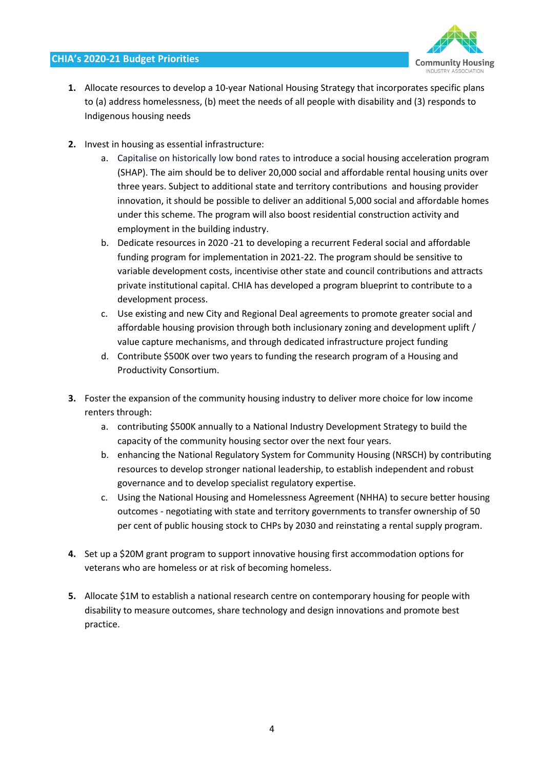## CHIA's 2020-21 Budget Priorities

1. Allocate resources to develop a 10-year National Housing Strategy that incorporates specific plans to (a) address homelessness, (b) meet the needs of all people with disability and (3) responds to Indigenous housing needs

2. Invest in housing as essential infrastructure:
    a. Capitalise on historically low bond rates to introduce a social housing acceleration program (SHAP). The aim should be to deliver 20,000 social and affordable rental housing units over three years. Subject to additional state and territory contributions and housing provider innovation, it should be possible to deliver an additional 5,000 social and affordable homes under this scheme. The program will also boost residential construction activity and employment in the building industry.
    b. Dedicate resources in 2020 -21 to developing a recurrent Federal social and affordable funding program for implementation in 2021-22. The program should be sensitive to variable development costs, incentivise other state and council contributions and attracts private institutional capital. CHIA has developed a program blueprint to contribute to a development process.
    c. Use existing and new City and Regional Deal agreements to promote greater social and affordable housing provision through both inclusionary zoning and development uplift / value capture mechanisms, and through dedicated infrastructure project funding
    d. Contribute $500K over two years to funding the research program of a Housing and Productivity Consortium.

3. Foster the expansion of the community housing industry to deliver more choice for low income renters through:
    a. contributing $500K annually to a National Industry Development Strategy to build the capacity of the community housing sector over the next four years.
    b. enhancing the National Regulatory System for Community Housing (NRSCH) by contributing resources to develop stronger national leadership, to establish independent and robust governance and to develop specialist regulatory expertise.
    c. Using the National Housing and Homelessness Agreement (NHHA) to secure better housing outcomes - negotiating with state and territory governments to transfer ownership of 50 per cent of public housing stock to CHPs by 2030 and reinstating a rental supply program.

4. Set up a $20M grant program to support innovative housing first accommodation options for veterans who are homeless or at risk of becoming homeless.

5. Allocate $1M to establish a national research centre on contemporary housing for people with disability to measure outcomes, share technology and design innovations and promote best practice.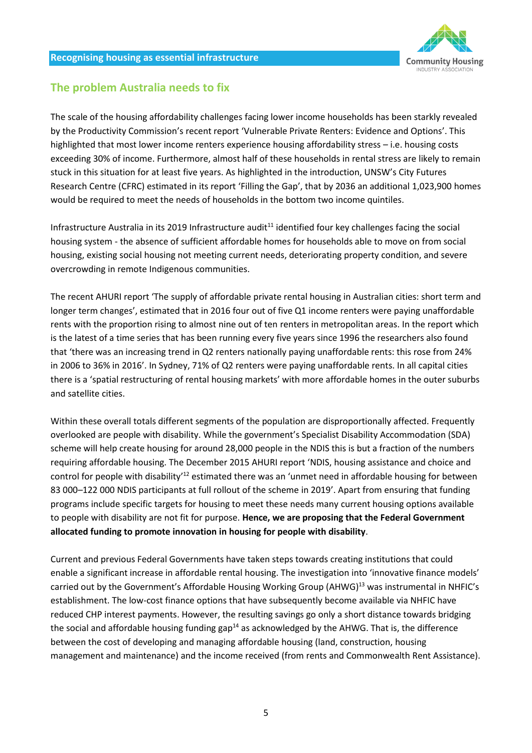## The problem Australia needs to fix

The scale of the housing affordability challenges facing lower income households has been starkly revealed by the Productivity Commission's recent report 'Vulnerable Private Renters: Evidence and Options'. This highlighted that most lower income renters experience housing affordability stress – i.e. housing costs exceeding 30% of income. Furthermore, almost half of these households in rental stress are likely to remain stuck in this situation for at least five years. As highlighted in the introduction, UNSW's City Futures Research Centre (CFRC) estimated in its report 'Filling the Gap', that by 2036 an additional 1,023,900 homes would be required to meet the needs of households in the bottom two income quintiles.

Infrastructure Australia in its 2019 Infrastructure audit[11] identified four key challenges facing the social housing system - the absence of sufficient affordable homes for households able to move on from social housing, existing social housing not meeting current needs, deteriorating property condition, and severe overcrowding in remote Indigenous communities.

The recent AHURI report 'The supply of affordable private rental housing in Australian cities: short term and longer term changes', estimated that in 2016 four out of five Q1 income renters were paying unaffordable rents with the proportion rising to almost nine out of ten renters in metropolitan areas. In the report which is the latest of a time series that has been running every five years since 1996 the researchers also found that 'there was an increasing trend in Q2 renters nationally paying unaffordable rents: this rose from 24% in 2006 to 36% in 2016'. In Sydney, 71% of Q2 renters were paying unaffordable rents. In all capital cities there is a 'spatial restructuring of rental housing markets' with more affordable homes in the outer suburbs and satellite cities.

Within these overall totals different segments of the population are disproportionally affected. Frequently overlooked are people with disability. While the government's Specialist Disability Accommodation (SDA) scheme will help create housing for around 28,000 people in the NDIS this is but a fraction of the numbers requiring affordable housing. The December 2015 AHURI report 'NDIS, housing assistance and choice and control for people with disability'[12] estimated there was an 'unmet need in affordable housing for between 83 000–122 000 NDIS participants at full rollout of the scheme in 2019'. Apart from ensuring that funding programs include specific targets for housing to meet these needs many current housing options available to people with disability are not fit for purpose. **Hence, we are proposing that the Federal Government allocated funding to promote innovation in housing for people with disability**.

Current and previous Federal Governments have taken steps towards creating institutions that could enable a significant increase in affordable rental housing. The investigation into 'innovative finance models' carried out by the Government's Affordable Housing Working Group (AHWG)[13] was instrumental in NHFIC's establishment. The low-cost finance options that have subsequently become available via NHFIC have reduced CHP interest payments. However, the resulting savings go only a short distance towards bridging the social and affordable housing funding gap[14] as acknowledged by the AHWG. That is, the difference between the cost of developing and managing affordable housing (land, construction, housing management and maintenance) and the income received (from rents and Commonwealth Rent Assistance).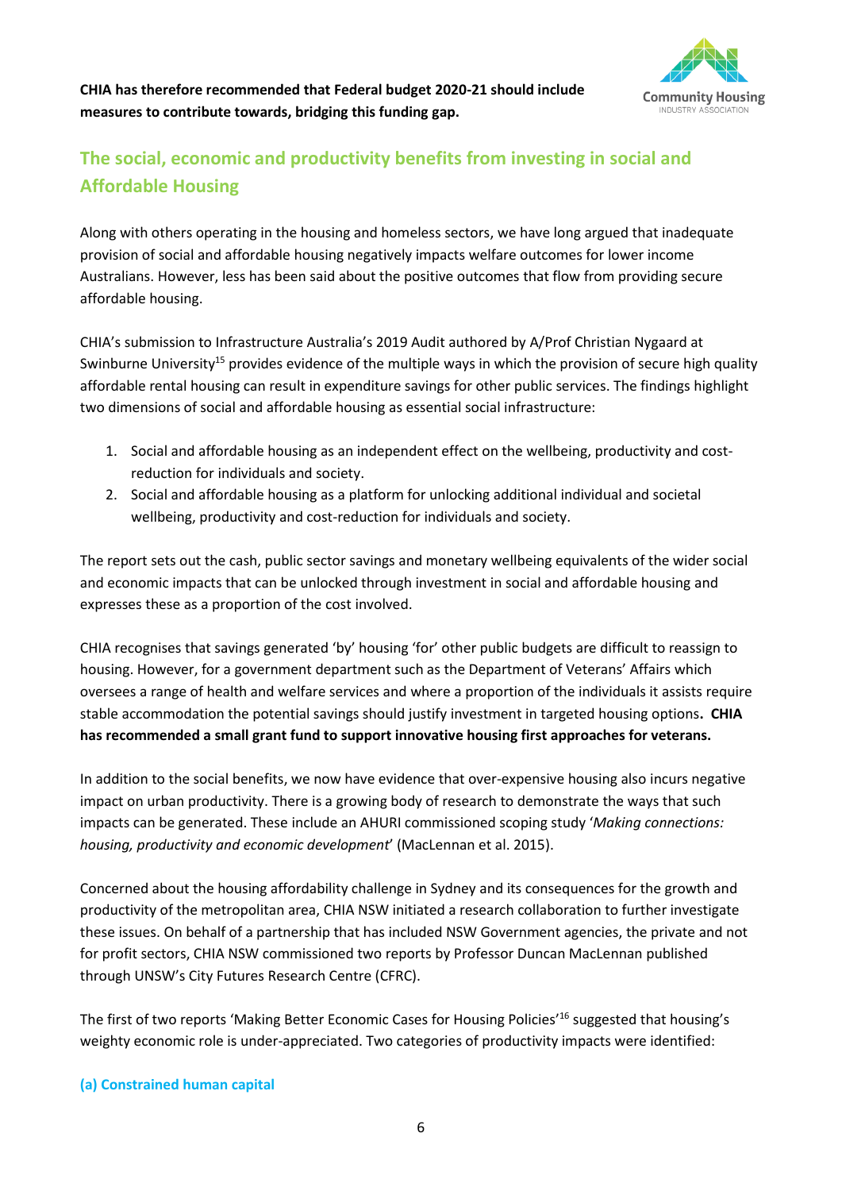**CHIA has therefore recommended that Federal budget 2020-21 should include measures to contribute towards, bridging this funding gap.**

## The social, economic and productivity benefits from investing in social and Affordable Housing

Along with others operating in the housing and homeless sectors, we have long argued that inadequate provision of social and affordable housing negatively impacts welfare outcomes for lower income Australians. However, less has been said about the positive outcomes that flow from providing secure affordable housing.

CHIA's submission to Infrastructure Australia's 2019 Audit authored by A/Prof Christian Nygaard at Swinburne University[15] provides evidence of the multiple ways in which the provision of secure high quality affordable rental housing can result in expenditure savings for other public services. The findings highlight two dimensions of social and affordable housing as essential social infrastructure:

1. Social and affordable housing as an independent effect on the wellbeing, productivity and cost-reduction for individuals and society.
2. Social and affordable housing as a platform for unlocking additional individual and societal wellbeing, productivity and cost-reduction for individuals and society.

The report sets out the cash, public sector savings and monetary wellbeing equivalents of the wider social and economic impacts that can be unlocked through investment in social and affordable housing and expresses these as a proportion of the cost involved.

CHIA recognises that savings generated 'by' housing 'for' other public budgets are difficult to reassign to housing. However, for a government department such as the Department of Veterans' Affairs which oversees a range of health and welfare services and where a proportion of the individuals it assists require stable accommodation the potential savings should justify investment in targeted housing options**. CHIA has recommended a small grant fund to support innovative housing first approaches for veterans.**

In addition to the social benefits, we now have evidence that over-expensive housing also incurs negative impact on urban productivity. There is a growing body of research to demonstrate the ways that such impacts can be generated. These include an AHURI commissioned scoping study '*Making connections: housing, productivity and economic development*' (MacLennan et al. 2015).

Concerned about the housing affordability challenge in Sydney and its consequences for the growth and productivity of the metropolitan area, CHIA NSW initiated a research collaboration to further investigate these issues. On behalf of a partnership that has included NSW Government agencies, the private and not for profit sectors, CHIA NSW commissioned two reports by Professor Duncan MacLennan published through UNSW's City Futures Research Centre (CFRC).

The first of two reports 'Making Better Economic Cases for Housing Policies'[16] suggested that housing's weighty economic role is under-appreciated. Two categories of productivity impacts were identified:

#### (a) Constrained human capital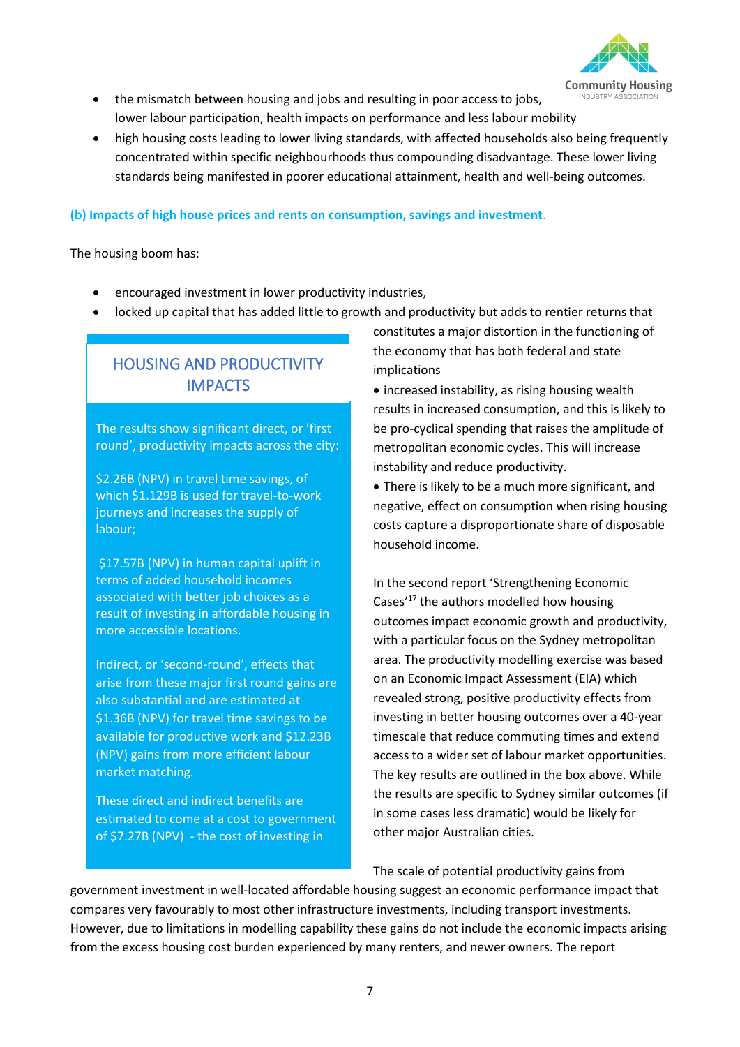- the mismatch between housing and jobs and resulting in poor access to jobs, lower labour participation, health impacts on performance and less labour mobility
- high housing costs leading to lower living standards, with affected households also being frequently concentrated within specific neighbourhoods thus compounding disadvantage. These lower living standards being manifested in poorer educational attainment, health and well-being outcomes.

### (b) Impacts of high house prices and rents on consumption, savings and investment.

The housing boom has:

- encouraged investment in lower productivity industries,
- locked up capital that has added little to growth and productivity but adds to rentier returns that constitutes a major distortion in the functioning of the economy that has both federal and state implications
- increased instability, as rising housing wealth results in increased consumption, and this is likely to be pro-cyclical spending that raises the amplitude of metropolitan economic cycles. This will increase instability and reduce productivity.
- There is likely to be a much more significant, and negative, effect on consumption when rising housing costs capture a disproportionate share of disposable household income.

> **HOUSING AND PRODUCTIVITY IMPACTS**
>
> The results show significant direct, or 'first round', productivity impacts across the city:
>
> $2.26B (NPV) in travel time savings, of which $1.129B is used for travel-to-work journeys and increases the supply of labour;
>
> $17.57B (NPV) in human capital uplift in terms of added household incomes associated with better job choices as a result of investing in affordable housing in more accessible locations.
>
> Indirect, or 'second-round', effects that arise from these major first round gains are also substantial and are estimated at $1.36B (NPV) for travel time savings to be available for productive work and $12.23B (NPV) gains from more efficient labour market matching.
>
> These direct and indirect benefits are estimated to come at a cost to government of $7.27B (NPV) - the cost of investing in

In the second report 'Strengthening Economic Cases'[17] the authors modelled how housing outcomes impact economic growth and productivity, with a particular focus on the Sydney metropolitan area. The productivity modelling exercise was based on an Economic Impact Assessment (EIA) which revealed strong, positive productivity effects from investing in better housing outcomes over a 40-year timescale that reduce commuting times and extend access to a wider set of labour market opportunities. The key results are outlined in the box above. While the results are specific to Sydney similar outcomes (if in some cases less dramatic) would be likely for other major Australian cities.

The scale of potential productivity gains from government investment in well-located affordable housing suggest an economic performance impact that compares very favourably to most other infrastructure investments, including transport investments. However, due to limitations in modelling capability these gains do not include the economic impacts arising from the excess housing cost burden experienced by many renters, and newer owners. The report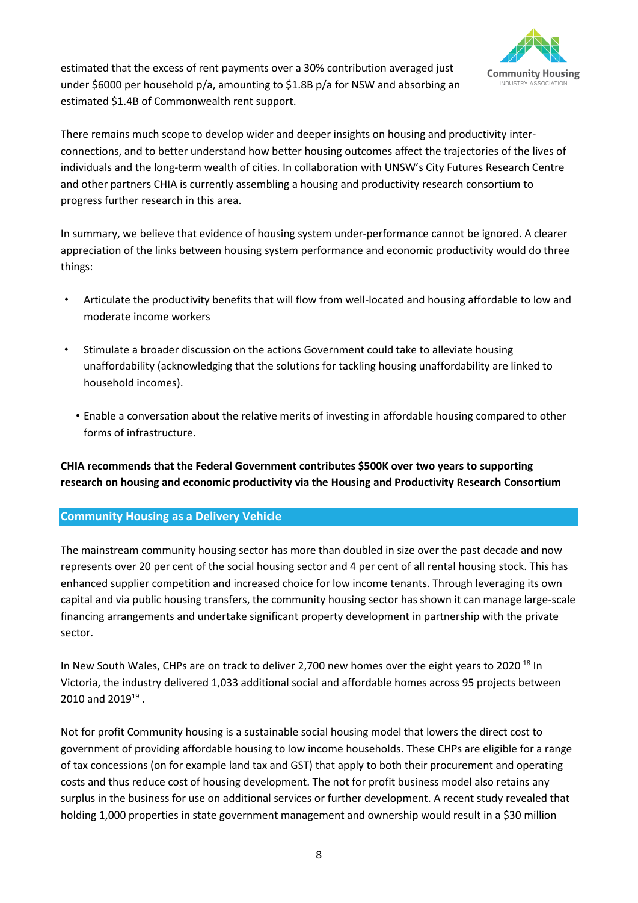estimated that the excess of rent payments over a 30% contribution averaged just under $6000 per household p/a, amounting to $1.8B p/a for NSW and absorbing an estimated $1.4B of Commonwealth rent support.

There remains much scope to develop wider and deeper insights on housing and productivity inter-connections, and to better understand how better housing outcomes affect the trajectories of the lives of individuals and the long-term wealth of cities. In collaboration with UNSW's City Futures Research Centre and other partners CHIA is currently assembling a housing and productivity research consortium to progress further research in this area.

In summary, we believe that evidence of housing system under-performance cannot be ignored. A clearer appreciation of the links between housing system performance and economic productivity would do three things:

- Articulate the productivity benefits that will flow from well-located and housing affordable to low and moderate income workers
- Stimulate a broader discussion on the actions Government could take to alleviate housing unaffordability (acknowledging that the solutions for tackling housing unaffordability are linked to household incomes).
- Enable a conversation about the relative merits of investing in affordable housing compared to other forms of infrastructure.

**CHIA recommends that the Federal Government contributes $500K over two years to supporting research on housing and economic productivity via the Housing and Productivity Research Consortium**

## Community Housing as a Delivery Vehicle

The mainstream community housing sector has more than doubled in size over the past decade and now represents over 20 per cent of the social housing sector and 4 per cent of all rental housing stock. This has enhanced supplier competition and increased choice for low income tenants. Through leveraging its own capital and via public housing transfers, the community housing sector has shown it can manage large-scale financing arrangements and undertake significant property development in partnership with the private sector.

In New South Wales, CHPs are on track to deliver 2,700 new homes over the eight years to 2020 [18] In Victoria, the industry delivered 1,033 additional social and affordable homes across 95 projects between 2010 and 2019[19] .

Not for profit Community housing is a sustainable social housing model that lowers the direct cost to government of providing affordable housing to low income households. These CHPs are eligible for a range of tax concessions (on for example land tax and GST) that apply to both their procurement and operating costs and thus reduce cost of housing development. The not for profit business model also retains any surplus in the business for use on additional services or further development. A recent study revealed that holding 1,000 properties in state government management and ownership would result in a $30 million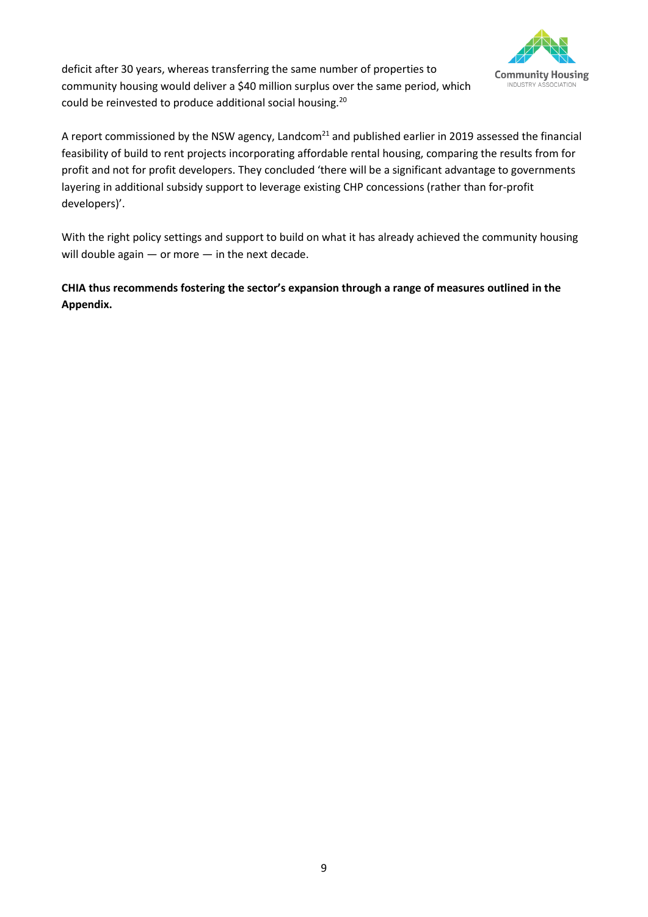deficit after 30 years, whereas transferring the same number of properties to community housing would deliver a $40 million surplus over the same period, which could be reinvested to produce additional social housing.[20]

A report commissioned by the NSW agency, Landcom[21] and published earlier in 2019 assessed the financial feasibility of build to rent projects incorporating affordable rental housing, comparing the results from for profit and not for profit developers. They concluded 'there will be a significant advantage to governments layering in additional subsidy support to leverage existing CHP concessions (rather than for-profit developers)'.

With the right policy settings and support to build on what it has already achieved the community housing will double again — or more — in the next decade.

**CHIA thus recommends fostering the sector's expansion through a range of measures outlined in the Appendix.**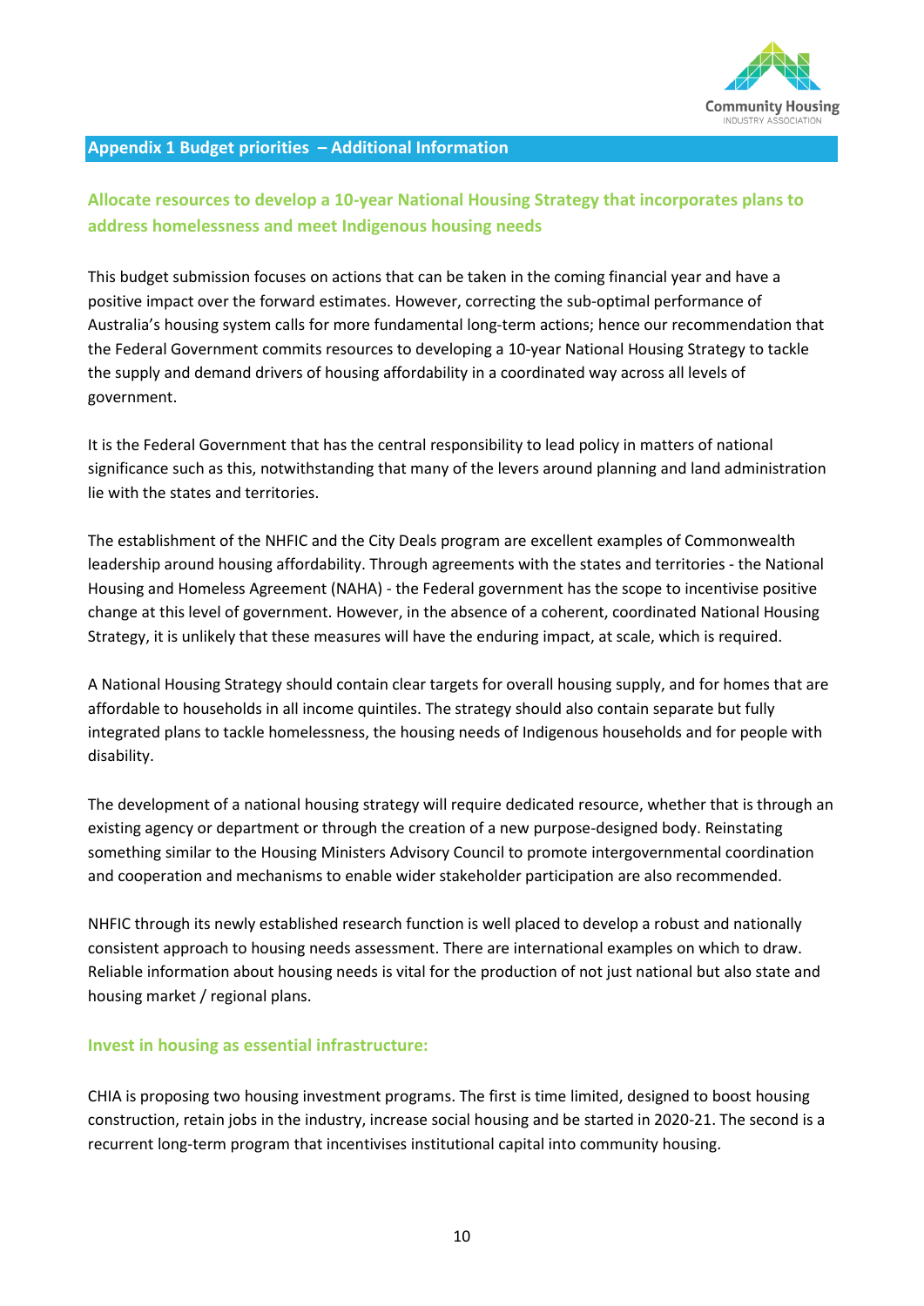## Appendix 1 Budget priorities – Additional Information

### Allocate resources to develop a 10-year National Housing Strategy that incorporates plans to address homelessness and meet Indigenous housing needs

This budget submission focuses on actions that can be taken in the coming financial year and have a positive impact over the forward estimates. However, correcting the sub-optimal performance of Australia's housing system calls for more fundamental long-term actions; hence our recommendation that the Federal Government commits resources to developing a 10-year National Housing Strategy to tackle the supply and demand drivers of housing affordability in a coordinated way across all levels of government.

It is the Federal Government that has the central responsibility to lead policy in matters of national significance such as this, notwithstanding that many of the levers around planning and land administration lie with the states and territories.

The establishment of the NHFIC and the City Deals program are excellent examples of Commonwealth leadership around housing affordability. Through agreements with the states and territories - the National Housing and Homeless Agreement (NAHA) - the Federal government has the scope to incentivise positive change at this level of government. However, in the absence of a coherent, coordinated National Housing Strategy, it is unlikely that these measures will have the enduring impact, at scale, which is required.

A National Housing Strategy should contain clear targets for overall housing supply, and for homes that are affordable to households in all income quintiles. The strategy should also contain separate but fully integrated plans to tackle homelessness, the housing needs of Indigenous households and for people with disability.

The development of a national housing strategy will require dedicated resource, whether that is through an existing agency or department or through the creation of a new purpose-designed body. Reinstating something similar to the Housing Ministers Advisory Council to promote intergovernmental coordination and cooperation and mechanisms to enable wider stakeholder participation are also recommended.

NHFIC through its newly established research function is well placed to develop a robust and nationally consistent approach to housing needs assessment. There are international examples on which to draw. Reliable information about housing needs is vital for the production of not just national but also state and housing market / regional plans.

### Invest in housing as essential infrastructure:

CHIA is proposing two housing investment programs. The first is time limited, designed to boost housing construction, retain jobs in the industry, increase social housing and be started in 2020-21. The second is a recurrent long-term program that incentivises institutional capital into community housing.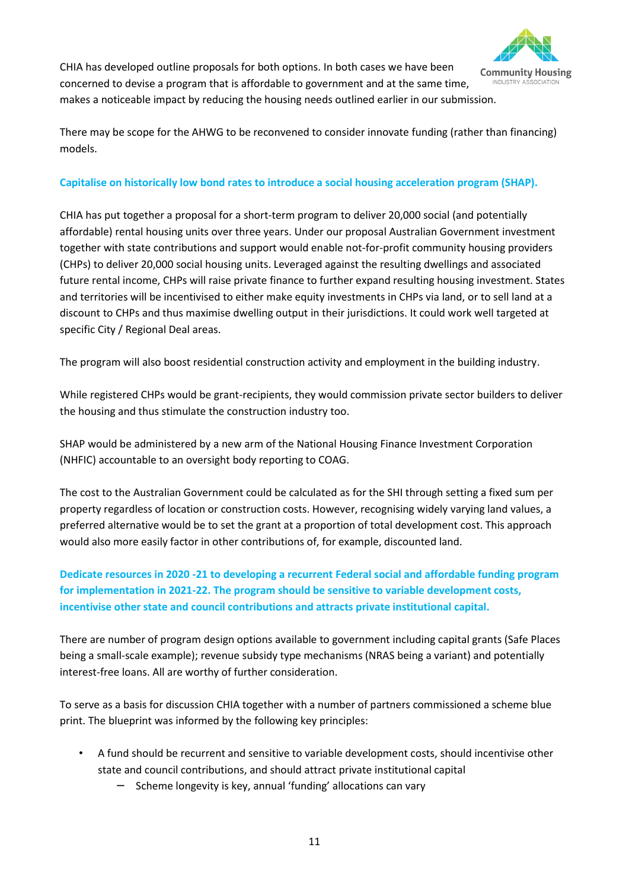CHIA has developed outline proposals for both options. In both cases we have been concerned to devise a program that is affordable to government and at the same time, makes a noticeable impact by reducing the housing needs outlined earlier in our submission.

There may be scope for the AHWG to be reconvened to consider innovate funding (rather than financing) models.

**Capitalise on historically low bond rates to introduce a social housing acceleration program (SHAP).**

CHIA has put together a proposal for a short-term program to deliver 20,000 social (and potentially affordable) rental housing units over three years. Under our proposal Australian Government investment together with state contributions and support would enable not-for-profit community housing providers (CHPs) to deliver 20,000 social housing units. Leveraged against the resulting dwellings and associated future rental income, CHPs will raise private finance to further expand resulting housing investment. States and territories will be incentivised to either make equity investments in CHPs via land, or to sell land at a discount to CHPs and thus maximise dwelling output in their jurisdictions. It could work well targeted at specific City / Regional Deal areas.

The program will also boost residential construction activity and employment in the building industry.

While registered CHPs would be grant-recipients, they would commission private sector builders to deliver the housing and thus stimulate the construction industry too.

SHAP would be administered by a new arm of the National Housing Finance Investment Corporation (NHFIC) accountable to an oversight body reporting to COAG.

The cost to the Australian Government could be calculated as for the SHI through setting a fixed sum per property regardless of location or construction costs. However, recognising widely varying land values, a preferred alternative would be to set the grant at a proportion of total development cost. This approach would also more easily factor in other contributions of, for example, discounted land.

**Dedicate resources in 2020 -21 to developing a recurrent Federal social and affordable funding program for implementation in 2021-22. The program should be sensitive to variable development costs, incentivise other state and council contributions and attracts private institutional capital.**

There are number of program design options available to government including capital grants (Safe Places being a small-scale example); revenue subsidy type mechanisms (NRAS being a variant) and potentially interest-free loans. All are worthy of further consideration.

To serve as a basis for discussion CHIA together with a number of partners commissioned a scheme blue print. The blueprint was informed by the following key principles:

- A fund should be recurrent and sensitive to variable development costs, should incentivise other state and council contributions, and should attract private institutional capital
  - Scheme longevity is key, annual 'funding' allocations can vary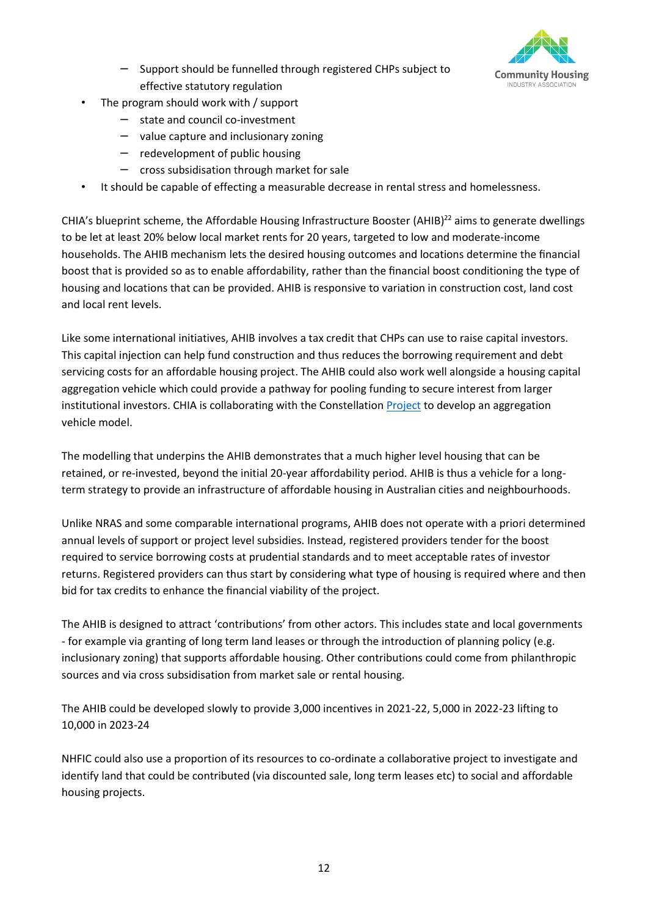- Support should be funnelled through registered CHPs subject to effective statutory regulation
- The program should work with / support
  - state and council co-investment
  - value capture and inclusionary zoning
  - redevelopment of public housing
  - cross subsidisation through market for sale
- It should be capable of effecting a measurable decrease in rental stress and homelessness.

CHIA's blueprint scheme, the Affordable Housing Infrastructure Booster (AHIB)[22] aims to generate dwellings to be let at least 20% below local market rents for 20 years, targeted to low and moderate-income households. The AHIB mechanism lets the desired housing outcomes and locations determine the financial boost that is provided so as to enable affordability, rather than the financial boost conditioning the type of housing and locations that can be provided. AHIB is responsive to variation in construction cost, land cost and local rent levels.

Like some international initiatives, AHIB involves a tax credit that CHPs can use to raise capital investors. This capital injection can help fund construction and thus reduces the borrowing requirement and debt servicing costs for an affordable housing project. The AHIB could also work well alongside a housing capital aggregation vehicle which could provide a pathway for pooling funding to secure interest from larger institutional investors. CHIA is collaborating with the Constellation Project to develop an aggregation vehicle model.

The modelling that underpins the AHIB demonstrates that a much higher level housing that can be retained, or re-invested, beyond the initial 20-year affordability period. AHIB is thus a vehicle for a long-term strategy to provide an infrastructure of affordable housing in Australian cities and neighbourhoods.

Unlike NRAS and some comparable international programs, AHIB does not operate with a priori determined annual levels of support or project level subsidies. Instead, registered providers tender for the boost required to service borrowing costs at prudential standards and to meet acceptable rates of investor returns. Registered providers can thus start by considering what type of housing is required where and then bid for tax credits to enhance the financial viability of the project.

The AHIB is designed to attract 'contributions' from other actors. This includes state and local governments - for example via granting of long term land leases or through the introduction of planning policy (e.g. inclusionary zoning) that supports affordable housing. Other contributions could come from philanthropic sources and via cross subsidisation from market sale or rental housing.

The AHIB could be developed slowly to provide 3,000 incentives in 2021-22, 5,000 in 2022-23 lifting to 10,000 in 2023-24

NHFIC could also use a proportion of its resources to co-ordinate a collaborative project to investigate and identify land that could be contributed (via discounted sale, long term leases etc) to social and affordable housing projects.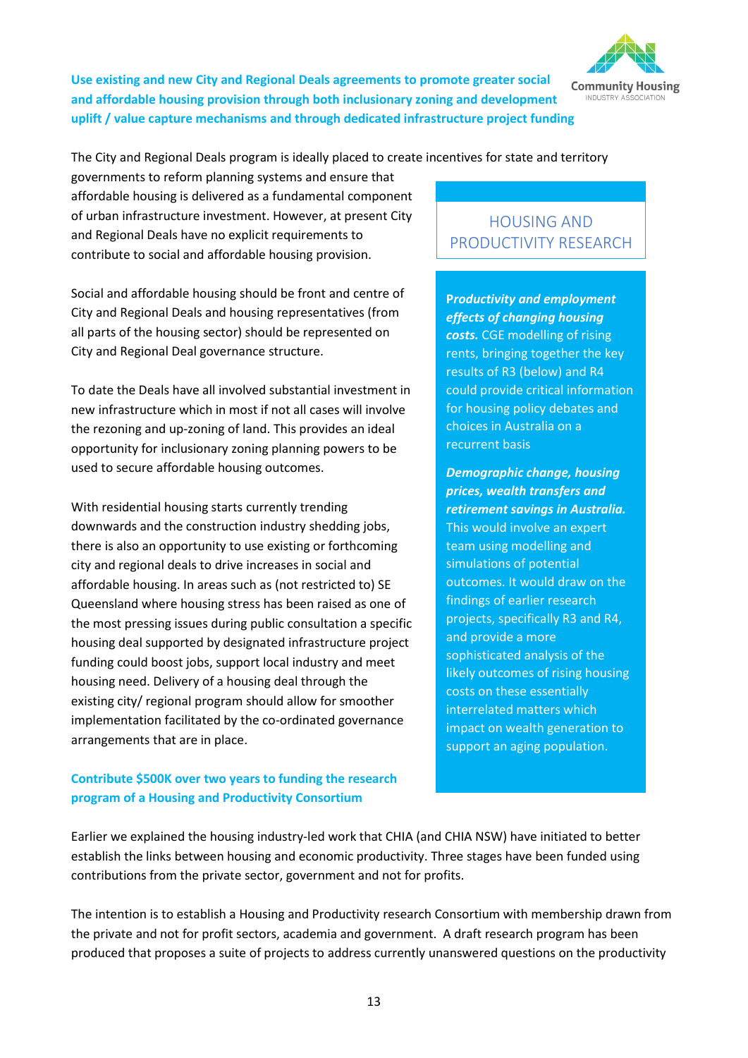### Use existing and new City and Regional Deals agreements to promote greater social and affordable housing provision through both inclusionary zoning and development uplift / value capture mechanisms and through dedicated infrastructure project funding

The City and Regional Deals program is ideally placed to create incentives for state and territory governments to reform planning systems and ensure that affordable housing is delivered as a fundamental component of urban infrastructure investment. However, at present City and Regional Deals have no explicit requirements to contribute to social and affordable housing provision.

Social and affordable housing should be front and centre of City and Regional Deals and housing representatives (from all parts of the housing sector) should be represented on City and Regional Deal governance structure.

To date the Deals have all involved substantial investment in new infrastructure which in most if not all cases will involve the rezoning and up-zoning of land. This provides an ideal opportunity for inclusionary zoning planning powers to be used to secure affordable housing outcomes.

With residential housing starts currently trending downwards and the construction industry shedding jobs, there is also an opportunity to use existing or forthcoming city and regional deals to drive increases in social and affordable housing. In areas such as (not restricted to) SE Queensland where housing stress has been raised as one of the most pressing issues during public consultation a specific housing deal supported by designated infrastructure project funding could boost jobs, support local industry and meet housing need. Delivery of a housing deal through the existing city/ regional program should allow for smoother implementation facilitated by the co-ordinated governance arrangements that are in place.

> **HOUSING AND PRODUCTIVITY RESEARCH**
>
> ***Productivity and employment effects of changing housing costs.*** CGE modelling of rising rents, bringing together the key results of R3 (below) and R4 could provide critical information for housing policy debates and choices in Australia on a recurrent basis
>
> ***Demographic change, housing prices, wealth transfers and retirement savings in Australia.*** This would involve an expert team using modelling and simulations of potential outcomes. It would draw on the findings of earlier research projects, specifically R3 and R4, and provide a more sophisticated analysis of the likely outcomes of rising housing costs on these essentially interrelated matters which impact on wealth generation to support an aging population.

### Contribute $500K over two years to funding the research program of a Housing and Productivity Consortium

Earlier we explained the housing industry-led work that CHIA (and CHIA NSW) have initiated to better establish the links between housing and economic productivity. Three stages have been funded using contributions from the private sector, government and not for profits.

The intention is to establish a Housing and Productivity research Consortium with membership drawn from the private and not for profit sectors, academia and government. A draft research program has been produced that proposes a suite of projects to address currently unanswered questions on the productivity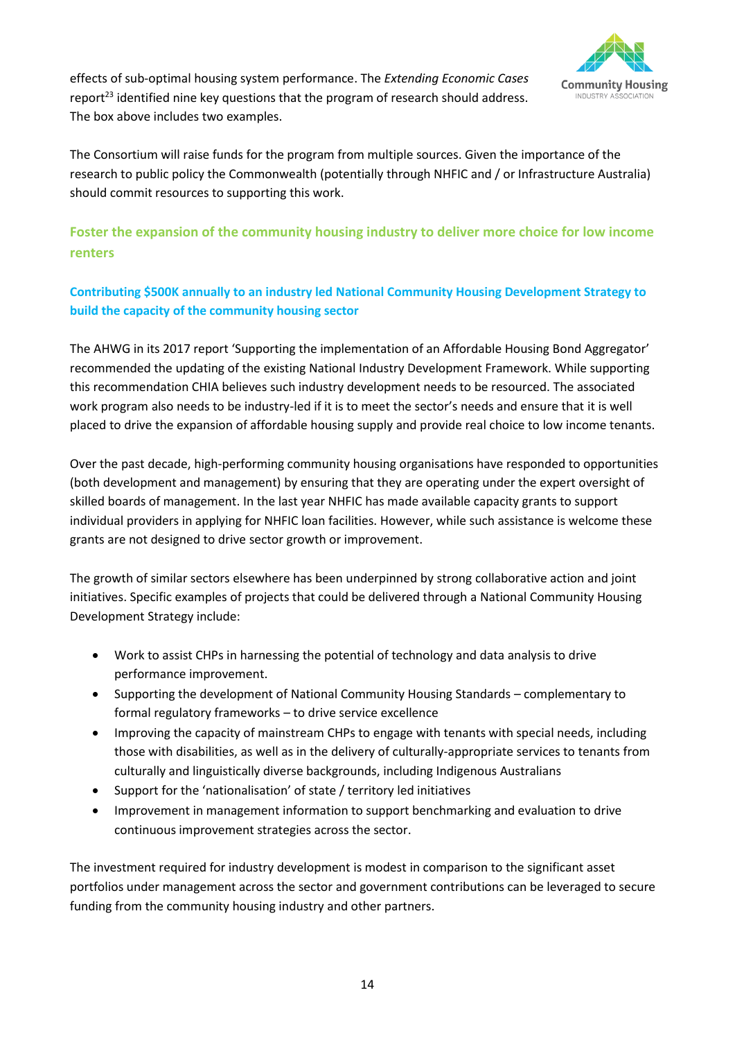effects of sub-optimal housing system performance. The *Extending Economic Cases* report[23] identified nine key questions that the program of research should address. The box above includes two examples.

The Consortium will raise funds for the program from multiple sources. Given the importance of the research to public policy the Commonwealth (potentially through NHFIC and / or Infrastructure Australia) should commit resources to supporting this work.

## Foster the expansion of the community housing industry to deliver more choice for low income renters

### Contributing $500K annually to an industry led National Community Housing Development Strategy to build the capacity of the community housing sector

The AHWG in its 2017 report 'Supporting the implementation of an Affordable Housing Bond Aggregator' recommended the updating of the existing National Industry Development Framework. While supporting this recommendation CHIA believes such industry development needs to be resourced. The associated work program also needs to be industry-led if it is to meet the sector's needs and ensure that it is well placed to drive the expansion of affordable housing supply and provide real choice to low income tenants.

Over the past decade, high-performing community housing organisations have responded to opportunities (both development and management) by ensuring that they are operating under the expert oversight of skilled boards of management. In the last year NHFIC has made available capacity grants to support individual providers in applying for NHFIC loan facilities. However, while such assistance is welcome these grants are not designed to drive sector growth or improvement.

The growth of similar sectors elsewhere has been underpinned by strong collaborative action and joint initiatives. Specific examples of projects that could be delivered through a National Community Housing Development Strategy include:

- Work to assist CHPs in harnessing the potential of technology and data analysis to drive performance improvement.
- Supporting the development of National Community Housing Standards – complementary to formal regulatory frameworks – to drive service excellence
- Improving the capacity of mainstream CHPs to engage with tenants with special needs, including those with disabilities, as well as in the delivery of culturally-appropriate services to tenants from culturally and linguistically diverse backgrounds, including Indigenous Australians
- Support for the 'nationalisation' of state / territory led initiatives
- Improvement in management information to support benchmarking and evaluation to drive continuous improvement strategies across the sector.

The investment required for industry development is modest in comparison to the significant asset portfolios under management across the sector and government contributions can be leveraged to secure funding from the community housing industry and other partners.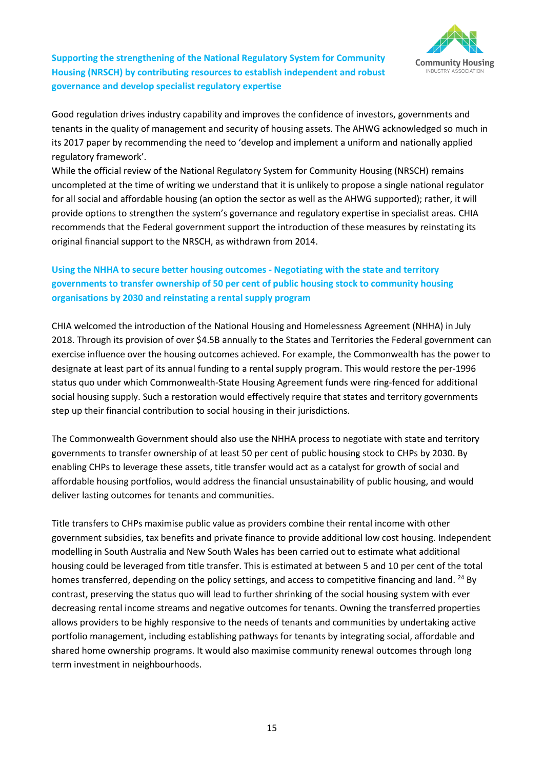### Supporting the strengthening of the National Regulatory System for Community Housing (NRSCH) by contributing resources to establish independent and robust governance and develop specialist regulatory expertise

Good regulation drives industry capability and improves the confidence of investors, governments and tenants in the quality of management and security of housing assets. The AHWG acknowledged so much in its 2017 paper by recommending the need to 'develop and implement a uniform and nationally applied regulatory framework'.

While the official review of the National Regulatory System for Community Housing (NRSCH) remains uncompleted at the time of writing we understand that it is unlikely to propose a single national regulator for all social and affordable housing (an option the sector as well as the AHWG supported); rather, it will provide options to strengthen the system's governance and regulatory expertise in specialist areas. CHIA recommends that the Federal government support the introduction of these measures by reinstating its original financial support to the NRSCH, as withdrawn from 2014.

### Using the NHHA to secure better housing outcomes - Negotiating with the state and territory governments to transfer ownership of 50 per cent of public housing stock to community housing organisations by 2030 and reinstating a rental supply program

CHIA welcomed the introduction of the National Housing and Homelessness Agreement (NHHA) in July 2018. Through its provision of over $4.5B annually to the States and Territories the Federal government can exercise influence over the housing outcomes achieved. For example, the Commonwealth has the power to designate at least part of its annual funding to a rental supply program. This would restore the per-1996 status quo under which Commonwealth-State Housing Agreement funds were ring-fenced for additional social housing supply. Such a restoration would effectively require that states and territory governments step up their financial contribution to social housing in their jurisdictions.

The Commonwealth Government should also use the NHHA process to negotiate with state and territory governments to transfer ownership of at least 50 per cent of public housing stock to CHPs by 2030. By enabling CHPs to leverage these assets, title transfer would act as a catalyst for growth of social and affordable housing portfolios, would address the financial unsustainability of public housing, and would deliver lasting outcomes for tenants and communities.

Title transfers to CHPs maximise public value as providers combine their rental income with other government subsidies, tax benefits and private finance to provide additional low cost housing. Independent modelling in South Australia and New South Wales has been carried out to estimate what additional housing could be leveraged from title transfer. This is estimated at between 5 and 10 per cent of the total homes transferred, depending on the policy settings, and access to competitive financing and land. [24] By contrast, preserving the status quo will lead to further shrinking of the social housing system with ever decreasing rental income streams and negative outcomes for tenants. Owning the transferred properties allows providers to be highly responsive to the needs of tenants and communities by undertaking active portfolio management, including establishing pathways for tenants by integrating social, affordable and shared home ownership programs. It would also maximise community renewal outcomes through long term investment in neighbourhoods.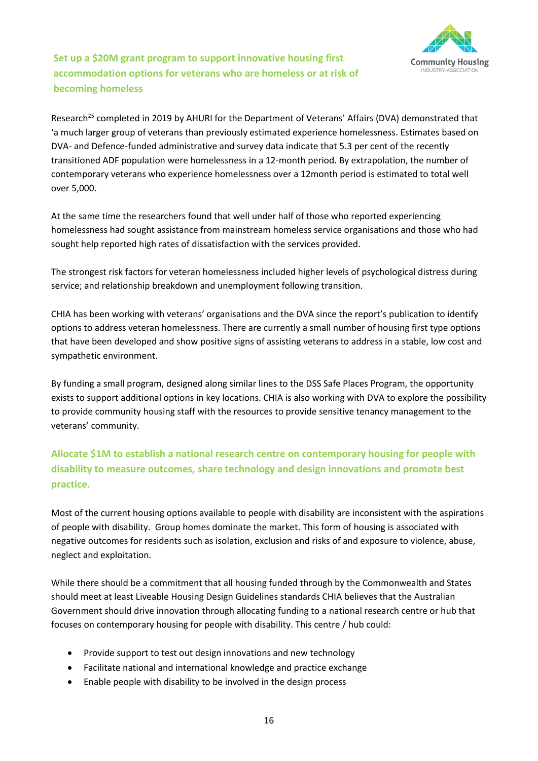## Set up a $20M grant program to support innovative housing first accommodation options for veterans who are homeless or at risk of becoming homeless

Research[25] completed in 2019 by AHURI for the Department of Veterans' Affairs (DVA) demonstrated that 'a much larger group of veterans than previously estimated experience homelessness. Estimates based on DVA- and Defence-funded administrative and survey data indicate that 5.3 per cent of the recently transitioned ADF population were homelessness in a 12-month period. By extrapolation, the number of contemporary veterans who experience homelessness over a 12month period is estimated to total well over 5,000.

At the same time the researchers found that well under half of those who reported experiencing homelessness had sought assistance from mainstream homeless service organisations and those who had sought help reported high rates of dissatisfaction with the services provided.

The strongest risk factors for veteran homelessness included higher levels of psychological distress during service; and relationship breakdown and unemployment following transition.

CHIA has been working with veterans' organisations and the DVA since the report's publication to identify options to address veteran homelessness. There are currently a small number of housing first type options that have been developed and show positive signs of assisting veterans to address in a stable, low cost and sympathetic environment.

By funding a small program, designed along similar lines to the DSS Safe Places Program, the opportunity exists to support additional options in key locations. CHIA is also working with DVA to explore the possibility to provide community housing staff with the resources to provide sensitive tenancy management to the veterans' community.

## Allocate $1M to establish a national research centre on contemporary housing for people with disability to measure outcomes, share technology and design innovations and promote best practice.

Most of the current housing options available to people with disability are inconsistent with the aspirations of people with disability. Group homes dominate the market. This form of housing is associated with negative outcomes for residents such as isolation, exclusion and risks of and exposure to violence, abuse, neglect and exploitation.

While there should be a commitment that all housing funded through by the Commonwealth and States should meet at least Liveable Housing Design Guidelines standards CHIA believes that the Australian Government should drive innovation through allocating funding to a national research centre or hub that focuses on contemporary housing for people with disability. This centre / hub could:

- Provide support to test out design innovations and new technology
- Facilitate national and international knowledge and practice exchange
- Enable people with disability to be involved in the design process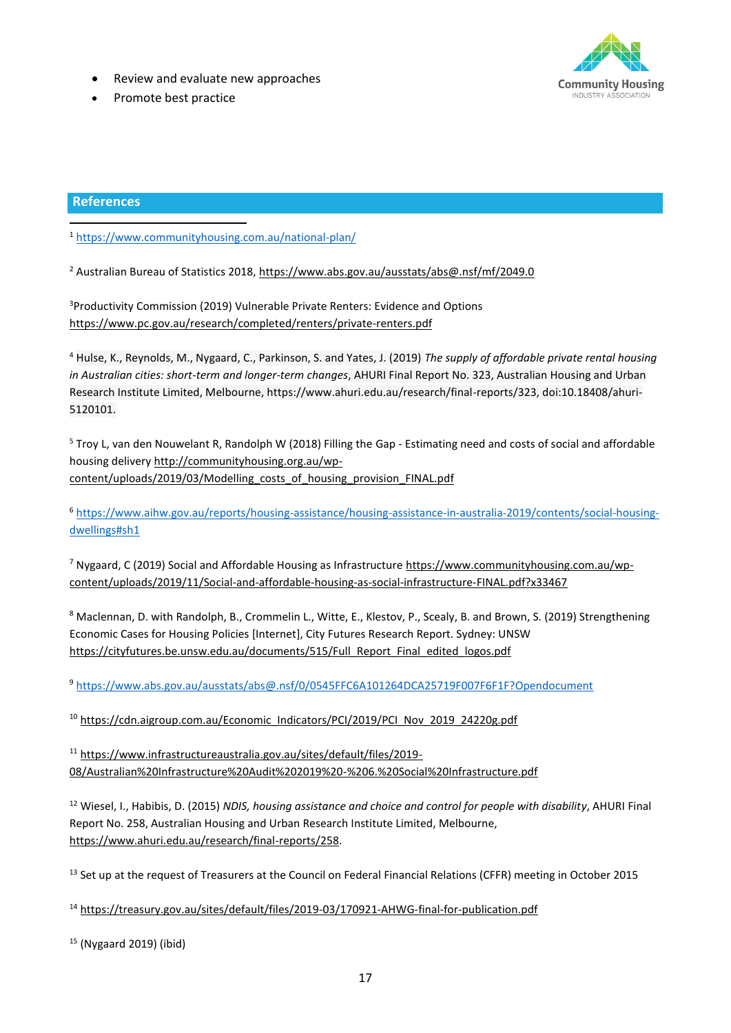- Review and evaluate new approaches
- Promote best practice

## References

[1] https://www.communityhousing.com.au/national-plan/

[2] Australian Bureau of Statistics 2018, https://www.abs.gov.au/ausstats/abs@.nsf/mf/2049.0

[3] Productivity Commission (2019) Vulnerable Private Renters: Evidence and Options https://www.pc.gov.au/research/completed/renters/private-renters.pdf

[4] Hulse, K., Reynolds, M., Nygaard, C., Parkinson, S. and Yates, J. (2019) *The supply of affordable private rental housing in Australian cities: short-term and longer-term changes*, AHURI Final Report No. 323, Australian Housing and Urban Research Institute Limited, Melbourne, https://www.ahuri.edu.au/research/final-reports/323, doi:10.18408/ahuri-5120101.

[5] Troy L, van den Nouwelant R, Randolph W (2018) Filling the Gap - Estimating need and costs of social and affordable housing delivery http://communityhousing.org.au/wp-content/uploads/2019/03/Modelling_costs_of_housing_provision_FINAL.pdf

[6] https://www.aihw.gov.au/reports/housing-assistance/housing-assistance-in-australia-2019/contents/social-housing-dwellings#sh1

[7] Nygaard, C (2019) Social and Affordable Housing as Infrastructure https://www.communityhousing.com.au/wp-content/uploads/2019/11/Social-and-affordable-housing-as-social-infrastructure-FINAL.pdf?x33467

[8] Maclennan, D. with Randolph, B., Crommelin L., Witte, E., Klestov, P., Scealy, B. and Brown, S. (2019) Strengthening Economic Cases for Housing Policies [Internet], City Futures Research Report. Sydney: UNSW https://cityfutures.be.unsw.edu.au/documents/515/Full_Report_Final_edited_logos.pdf

[9] https://www.abs.gov.au/ausstats/abs@.nsf/0/0545FFC6A101264DCA25719F007F6F1F?Opendocument

[10] https://cdn.aigroup.com.au/Economic_Indicators/PCI/2019/PCI_Nov_2019_24220g.pdf

[11] https://www.infrastructureaustralia.gov.au/sites/default/files/2019-08/Australian%20Infrastructure%20Audit%202019%20-%206.%20Social%20Infrastructure.pdf

[12] Wiesel, I., Habibis, D. (2015) *NDIS, housing assistance and choice and control for people with disability*, AHURI Final Report No. 258, Australian Housing and Urban Research Institute Limited, Melbourne, https://www.ahuri.edu.au/research/final-reports/258.

[13] Set up at the request of Treasurers at the Council on Federal Financial Relations (CFFR) meeting in October 2015

[14] https://treasury.gov.au/sites/default/files/2019-03/170921-AHWG-final-for-publication.pdf

[15] (Nygaard 2019) (ibid)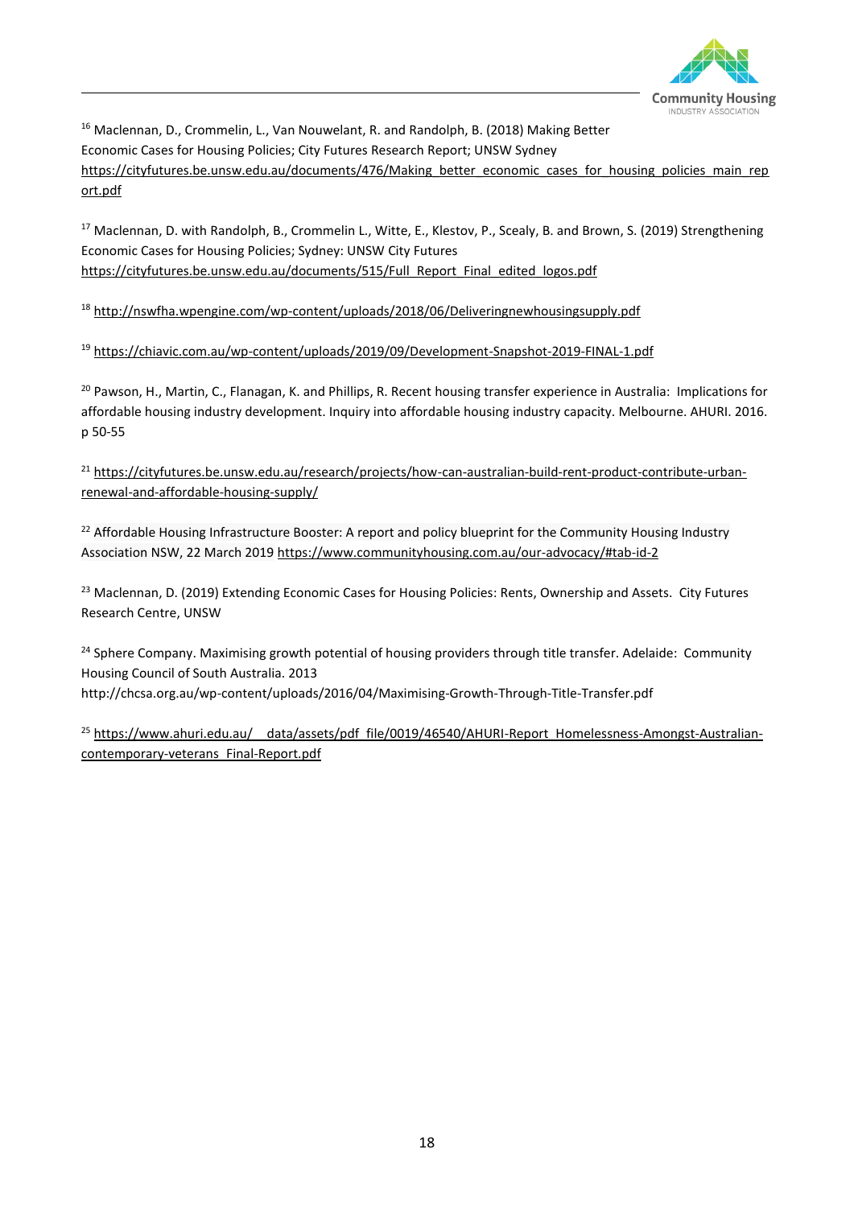[16] Maclennan, D., Crommelin, L., Van Nouwelant, R. and Randolph, B. (2018) Making Better Economic Cases for Housing Policies; City Futures Research Report; UNSW Sydney https://cityfutures.be.unsw.edu.au/documents/476/Making_better_economic_cases_for_housing_policies_main_report.pdf

[17] Maclennan, D. with Randolph, B., Crommelin L., Witte, E., Klestov, P., Scealy, B. and Brown, S. (2019) Strengthening Economic Cases for Housing Policies; Sydney: UNSW City Futures https://cityfutures.be.unsw.edu.au/documents/515/Full_Report_Final_edited_logos.pdf

[18] http://nswfha.wpengine.com/wp-content/uploads/2018/06/Deliveringnewhousingsupply.pdf

[19] https://chiavic.com.au/wp-content/uploads/2019/09/Development-Snapshot-2019-FINAL-1.pdf

[20] Pawson, H., Martin, C., Flanagan, K. and Phillips, R. Recent housing transfer experience in Australia: Implications for affordable housing industry development. Inquiry into affordable housing industry capacity. Melbourne. AHURI. 2016. p 50-55

[21] https://cityfutures.be.unsw.edu.au/research/projects/how-can-australian-build-rent-product-contribute-urban-renewal-and-affordable-housing-supply/

[22] Affordable Housing Infrastructure Booster: A report and policy blueprint for the Community Housing Industry Association NSW, 22 March 2019 https://www.communityhousing.com.au/our-advocacy/#tab-id-2

[23] Maclennan, D. (2019) Extending Economic Cases for Housing Policies: Rents, Ownership and Assets. City Futures Research Centre, UNSW

[24] Sphere Company. Maximising growth potential of housing providers through title transfer. Adelaide: Community Housing Council of South Australia. 2013 http://chcsa.org.au/wp-content/uploads/2016/04/Maximising-Growth-Through-Title-Transfer.pdf

[25] https://www.ahuri.edu.au/__data/assets/pdf_file/0019/46540/AHURI-Report_Homelessness-Amongst-Australian-contemporary-veterans_Final-Report.pdf